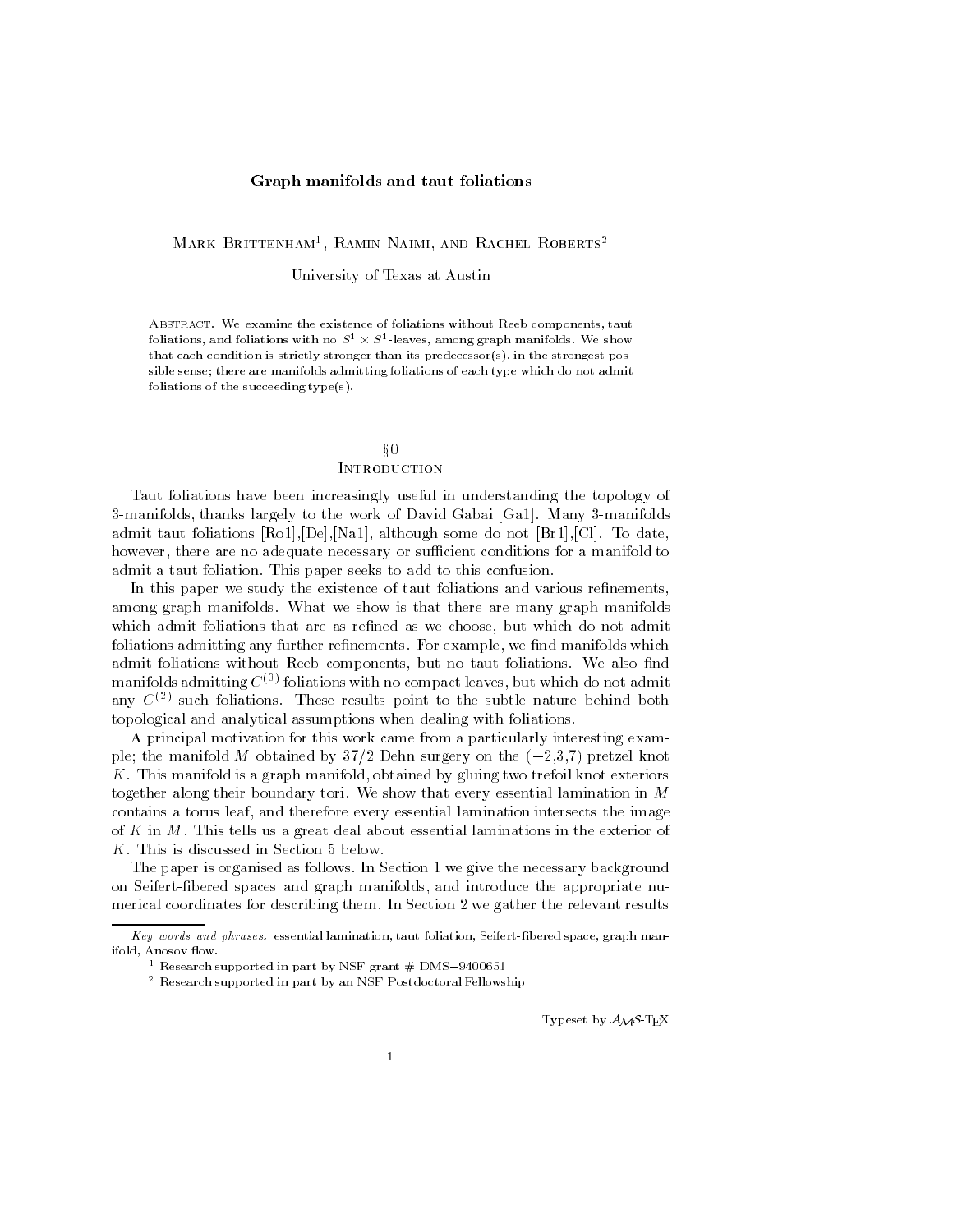# Graph manifolds and taut foliations

Mark Brittenham[1], Ramin Naimi, and Rachel Roberts[2]

University of Texas at Austin

Abstract. We examine the existence of foliations without Reeb components, taut foliations, and foliations with no $S^1 \times S^1$-leaves, among graph manifolds. We show that each condition is strictly stronger than its predecessor(s), in the strongest possible sense; there are manifolds admitting foliations of each type which do not admit foliations of the succeeding type(s).

## §0
## Introduction

Taut foliations have been increasingly useful in understanding the topology of 3-manifolds, thanks largely to the work of David Gabai [Ga1]. Many 3-manifolds admit taut foliations [Ro1],[De],[Na1], although some do not [Br1],[Cl]. To date, however, there are no adequate necessary or sufficient conditions for a manifold to admit a taut foliation. This paper seeks to add to this confusion.

In this paper we study the existence of taut foliations and various refinements, among graph manifolds. What we show is that there are many graph manifolds which admit foliations that are as refined as we choose, but which do not admit foliations admitting any further refinements. For example, we find manifolds which admit foliations without Reeb components, but no taut foliations. We also find manifolds admitting $C^{(0)}$ foliations with no compact leaves, but which do not admit any $C^{(2)}$ such foliations. These results point to the subtle nature behind both topological and analytical assumptions when dealing with foliations.

A principal motivation for this work came from a particularly interesting example; the manifold $M$ obtained by $37/2$ Dehn surgery on the $(-2,3,7)$ pretzel knot $K$. This manifold is a graph manifold, obtained by gluing two trefoil knot exteriors together along their boundary tori. We show that every essential lamination in $M$ contains a torus leaf, and therefore every essential lamination intersects the image of $K$ in $M$. This tells us a great deal about essential laminations in the exterior of $K$. This is discussed in Section 5 below.

The paper is organised as follows. In Section 1 we give the necessary background on Seifert-fibered spaces and graph manifolds, and introduce the appropriate numerical coordinates for describing them. In Section 2 we gather the relevant results

---

*Key words and phrases.* essential lamination, taut foliation, Seifert-fibered space, graph manifold, Anosov flow.

[1] Research supported in part by NSF grant # DMS−9400651

[2] Research supported in part by an NSF Postdoctoral Fellowship

Typeset by $\mathcal{A}_{\mathcal{M}}\mathcal{S}$-TEX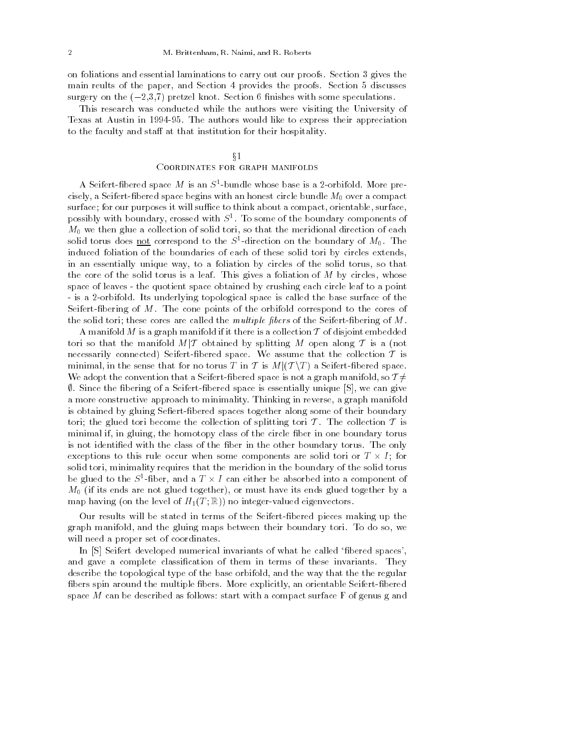on foliations and essential laminations to carry out our proofs. Section 3 gives the main reults of the paper, and Section 4 provides the proofs. Section 5 discusses surgery on the ($-2$,3,7) pretzel knot. Section 6 finishes with some speculations.

This research was conducted while the authors were visiting the University of Texas at Austin in 1994-95. The authors would like to express their appreciation to the faculty and staff at that institution for their hospitality.

## §1
## Coordinates for graph manifolds

A Seifert-fibered space $M$ is an $S^1$-bundle whose base is a 2-orbifold. More precisely, a Seifert-fibered space begins with an honest circle bundle $M_0$ over a compact surface; for our purposes it will suffice to think about a compact, orientable, surface, possibly with boundary, crossed with $S^1$. To some of the boundary components of $M_0$ we then glue a collection of solid tori, so that the meridional direction of each solid torus does not correspond to the $S^1$-direction on the boundary of $M_0$. The induced foliation of the boundaries of each of these solid tori by circles extends, in an essentially unique way, to a foliation by circles of the solid torus, so that the core of the solid torus is a leaf. This gives a foliation of $M$ by circles, whose space of leaves - the quotient space obtained by crushing each circle leaf to a point - is a 2-orbifold. Its underlying topological space is called the base surface of the Seifert-fibering of $M$. The cone points of the orbifold correspond to the cores of the solid tori; these cores are called the *multiple fibers* of the Seifert-fibering of $M$.

A manifold $M$ is a graph manifold if it there is a collection $\mathcal{T}$ of disjoint embedded tori so that the manifold $M|\mathcal{T}$ obtained by splitting $M$ open along $\mathcal{T}$ is a (not necessarily connected) Seifert-fibered space. We assume that the collection $\mathcal{T}$ is minimal, in the sense that for no torus $T$ in $\mathcal{T}$ is $M|(\mathcal{T}\backslash T)$ a Seifert-fibered space. We adopt the convention that a Seifert-fibered space is not a graph manifold, so $\mathcal{T}\neq\emptyset$. Since the fibering of a Seifert-fibered space is essentially unique [S], we can give a more constructive approach to minimality. Thinking in reverse, a graph manifold is obtained by gluing Sefiert-fibered spaces together along some of their boundary tori; the glued tori become the collection of splitting tori $\mathcal{T}$. The collection $\mathcal{T}$ is minimal if, in gluing, the homotopy class of the circle fiber in one boundary torus is not identified with the class of the fiber in the other boundary torus. The only exceptions to this rule occur when some components are solid tori or $T\times I$; for solid tori, minimality requires that the meridion in the boundary of the solid torus be glued to the $S^1$-fiber, and a $T\times I$ can either be absorbed into a component of $M_0$ (if its ends are not glued together), or must have its ends glued together by a map having (on the level of $H_1(T;\mathbb{R})$) no integer-valued eigenvectors.

Our results will be stated in terms of the Seifert-fibered pieces making up the graph manifold, and the gluing maps between their boundary tori. To do so, we will need a proper set of coordinates.

In [S] Seifert developed numerical invariants of what he called 'fibered spaces', and gave a complete classification of them in terms of these invariants. They describe the topological type of the base orbifold, and the way that the the regular fibers spin around the multiple fibers. More explicitly, an orientable Seifert-fibered space $M$ can be described as follows: start with a compact surface F of genus g and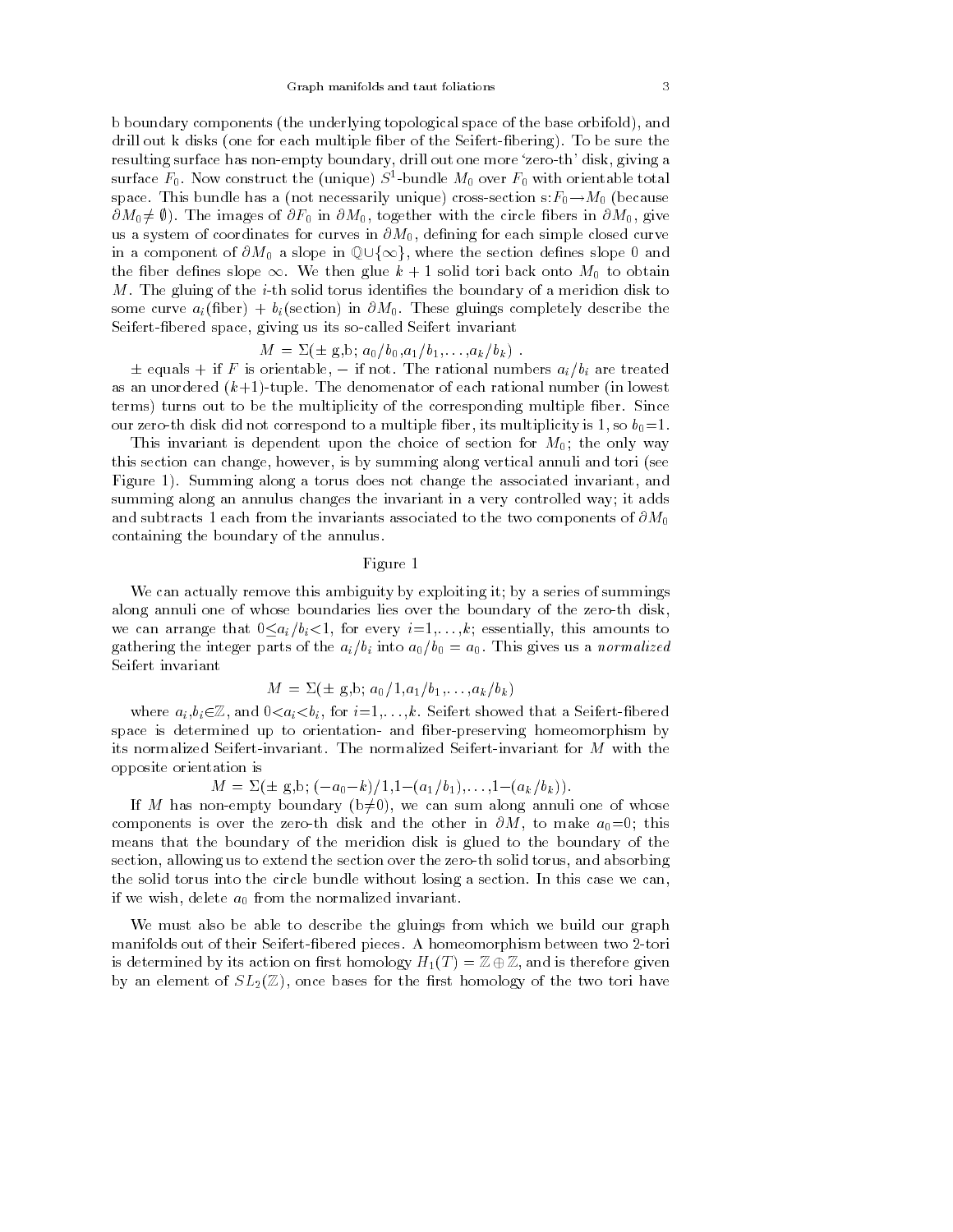b boundary components (the underlying topological space of the base orbifold), and drill out k disks (one for each multiple fiber of the Seifert-fibering). To be sure the resulting surface has non-empty boundary, drill out one more 'zero-th' disk, giving a surface $F_0$. Now construct the (unique) $S^1$-bundle $M_0$ over $F_0$ with orientable total space. This bundle has a (not necessarily unique) cross-section s:$F_0 \rightarrow M_0$ (because $\partial M_0 \neq \emptyset$). The images of $\partial F_0$ in $\partial M_0$, together with the circle fibers in $\partial M_0$, give us a system of coordinates for curves in $\partial M_0$, defining for each simple closed curve in a component of $\partial M_0$ a slope in $\mathbb{Q} \cup \{\infty\}$, where the section defines slope 0 and the fiber defines slope $\infty$. We then glue $k+1$ solid tori back onto $M_0$ to obtain $M$. The gluing of the $i$-th solid torus identifies the boundary of a meridion disk to some curve $a_i$(fiber) + $b_i$(section) in $\partial M_0$. These gluings completely describe the Seifert-fibered space, giving us its so-called Seifert invariant

$$M = \Sigma(\pm \text{ g,b; } a_0/b_0, a_1/b_1, \ldots, a_k/b_k) \ .$$

$\pm$ equals + if $F$ is orientable, $-$ if not. The rational numbers $a_i/b_i$ are treated as an unordered ($k$+1)-tuple. The denomenator of each rational number (in lowest terms) turns out to be the multiplicity of the corresponding multiple fiber. Since our zero-th disk did not correspond to a multiple fiber, its multiplicity is 1, so $b_0$=1.

This invariant is dependent upon the choice of section for $M_0$; the only way this section can change, however, is by summing along vertical annuli and tori (see Figure 1). Summing along a torus does not change the associated invariant, and summing along an annulus changes the invariant in a very controlled way; it adds and subtracts 1 each from the invariants associated to the two components of $\partial M_0$ containing the boundary of the annulus.

Figure 1

We can actually remove this ambiguity by exploiting it; by a series of summings along annuli one of whose boundaries lies over the boundary of the zero-th disk, we can arrange that $0 \leq a_i/b_i < 1$, for every $i$=1,...,$k$; essentially, this amounts to gathering the integer parts of the $a_i/b_i$ into $a_0/b_0 = a_0$. This gives us a *normalized* Seifert invariant

$$M = \Sigma(\pm \text{ g,b; } a_0/1, a_1/b_1, \ldots, a_k/b_k)$$

where $a_i, b_i \in \mathbb{Z}$, and $0 < a_i < b_i$, for $i$=1,...,$k$. Seifert showed that a Seifert-fibered space is determined up to orientation- and fiber-preserving homeomorphism by its normalized Seifert-invariant. The normalized Seifert-invariant for $M$ with the opposite orientation is

$$M = \Sigma(\pm \text{ g,b; } (-a_0-k)/1, 1-(a_1/b_1), \ldots, 1-(a_k/b_k)).$$

If $M$ has non-empty boundary (b$\neq$0), we can sum along annuli one of whose components is over the zero-th disk and the other in $\partial M$, to make $a_0$=0; this means that the boundary of the meridion disk is glued to the boundary of the section, allowing us to extend the section over the zero-th solid torus, and absorbing the solid torus into the circle bundle without losing a section. In this case we can, if we wish, delete $a_0$ from the normalized invariant.

We must also be able to describe the gluings from which we build our graph manifolds out of their Seifert-fibered pieces. A homeomorphism between two 2-tori is determined by its action on first homology $H_1(T) = \mathbb{Z} \oplus \mathbb{Z}$, and is therefore given by an element of $SL_2(\mathbb{Z})$, once bases for the first homology of the two tori have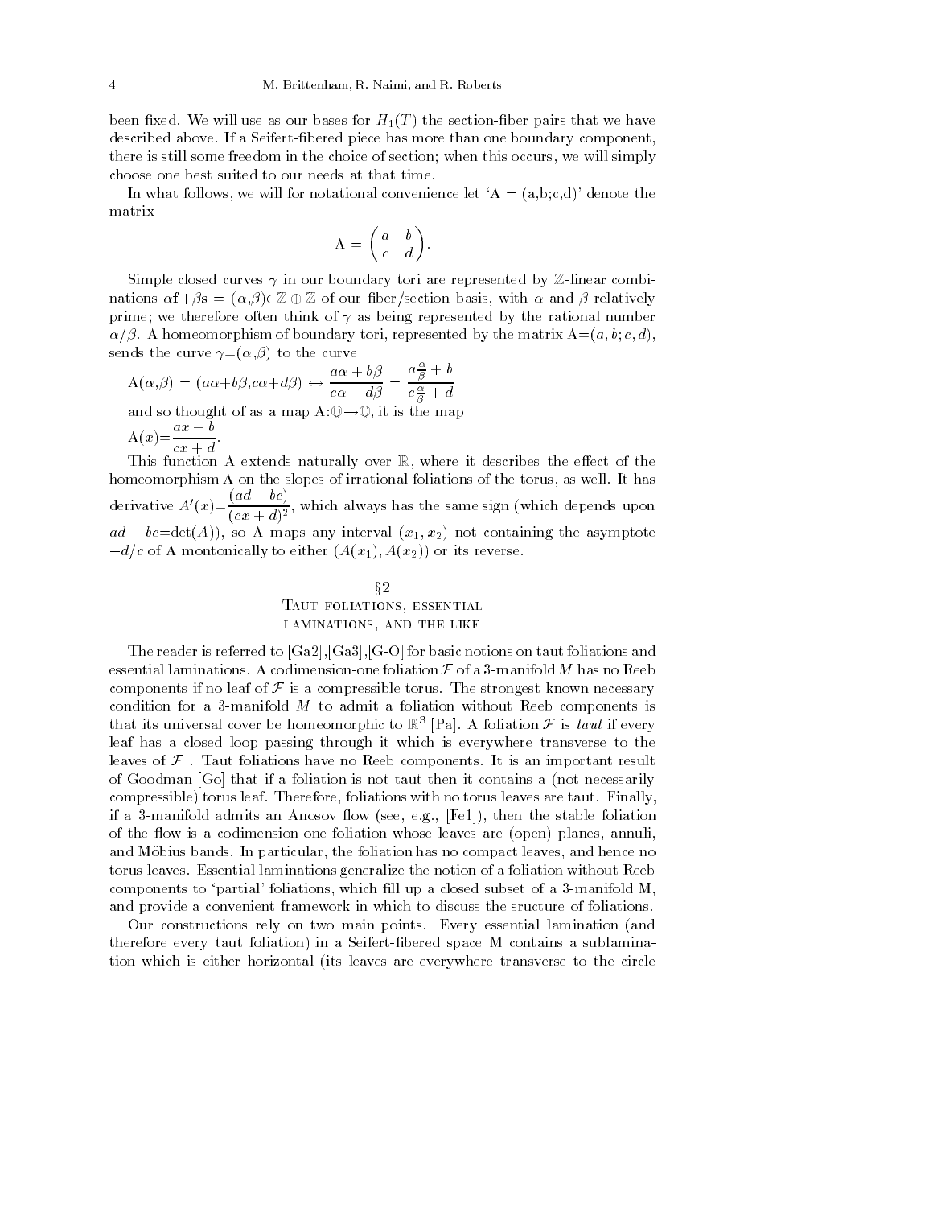been fixed. We will use as our bases for $H_1(T)$ the section-fiber pairs that we have described above. If a Seifert-fibered piece has more than one boundary component, there is still some freedom in the choice of section; when this occurs, we will simply choose one best suited to our needs at that time.

In what follows, we will for notational convenience let 'A = (a,b;c,d)' denote the matrix

$$\mathrm{A} = \begin{pmatrix} a & b \\ c & d \end{pmatrix}.$$

Simple closed curves $\gamma$ in our boundary tori are represented by $\mathbb{Z}$-linear combinations $\alpha\mathbf{f}+\beta\mathbf{s} = (\alpha,\beta)\in\mathbb{Z}\oplus\mathbb{Z}$ of our fiber/section basis, with $\alpha$ and $\beta$ relatively prime; we therefore often think of $\gamma$ as being represented by the rational number $\alpha/\beta$. A homeomorphism of boundary tori, represented by the matrix $\mathrm{A}=(a,b;c,d)$, sends the curve $\gamma=(\alpha,\beta)$ to the curve

$$\mathrm{A}(\alpha,\beta) = (a\alpha+b\beta, c\alpha+d\beta) \leftrightarrow \frac{a\alpha+b\beta}{c\alpha+d\beta} = \frac{a\frac{\alpha}{\beta}+b}{c\frac{\alpha}{\beta}+d}$$

and so thought of as a map $\mathrm{A}:\mathbb{Q}\to\mathbb{Q}$, it is the map

$$\mathrm{A}(x)=\frac{ax+b}{cx+d}.$$

This function A extends naturally over $\mathbb{R}$, where it describes the effect of the homeomorphism A on the slopes of irrational foliations of the torus, as well. It has derivative $A'(x)=\dfrac{(ad-bc)}{(cx+d)^2}$, which always has the same sign (which depends upon $ad-bc=\det(A)$), so A maps any interval $(x_1,x_2)$ not containing the asymptote $-d/c$ of A montonically to either $(A(x_1),A(x_2))$ or its reverse.

## §2
## Taut foliations, essential laminations, and the like

The reader is referred to [Ga2],[Ga3],[G-O] for basic notions on taut foliations and essential laminations. A codimension-one foliation $\mathcal{F}$ of a 3-manifold $M$ has no Reeb components if no leaf of $\mathcal{F}$ is a compressible torus. The strongest known necessary condition for a 3-manifold $M$ to admit a foliation without Reeb components is that its universal cover be homeomorphic to $\mathbb{R}^3$ [Pa]. A foliation $\mathcal{F}$ is *taut* if every leaf has a closed loop passing through it which is everywhere transverse to the leaves of $\mathcal{F}$ . Taut foliations have no Reeb components. It is an important result of Goodman [Go] that if a foliation is not taut then it contains a (not necessarily compressible) torus leaf. Therefore, foliations with no torus leaves are taut. Finally, if a 3-manifold admits an Anosov flow (see, e.g., [Fe1]), then the stable foliation of the flow is a codimension-one foliation whose leaves are (open) planes, annuli, and Möbius bands. In particular, the foliation has no compact leaves, and hence no torus leaves. Essential laminations generalize the notion of a foliation without Reeb components to 'partial' foliations, which fill up a closed subset of a 3-manifold M, and provide a convenient framework in which to discuss the sructure of foliations.

Our constructions rely on two main points. Every essential lamination (and therefore every taut foliation) in a Seifert-fibered space M contains a sublamination which is either horizontal (its leaves are everywhere transverse to the circle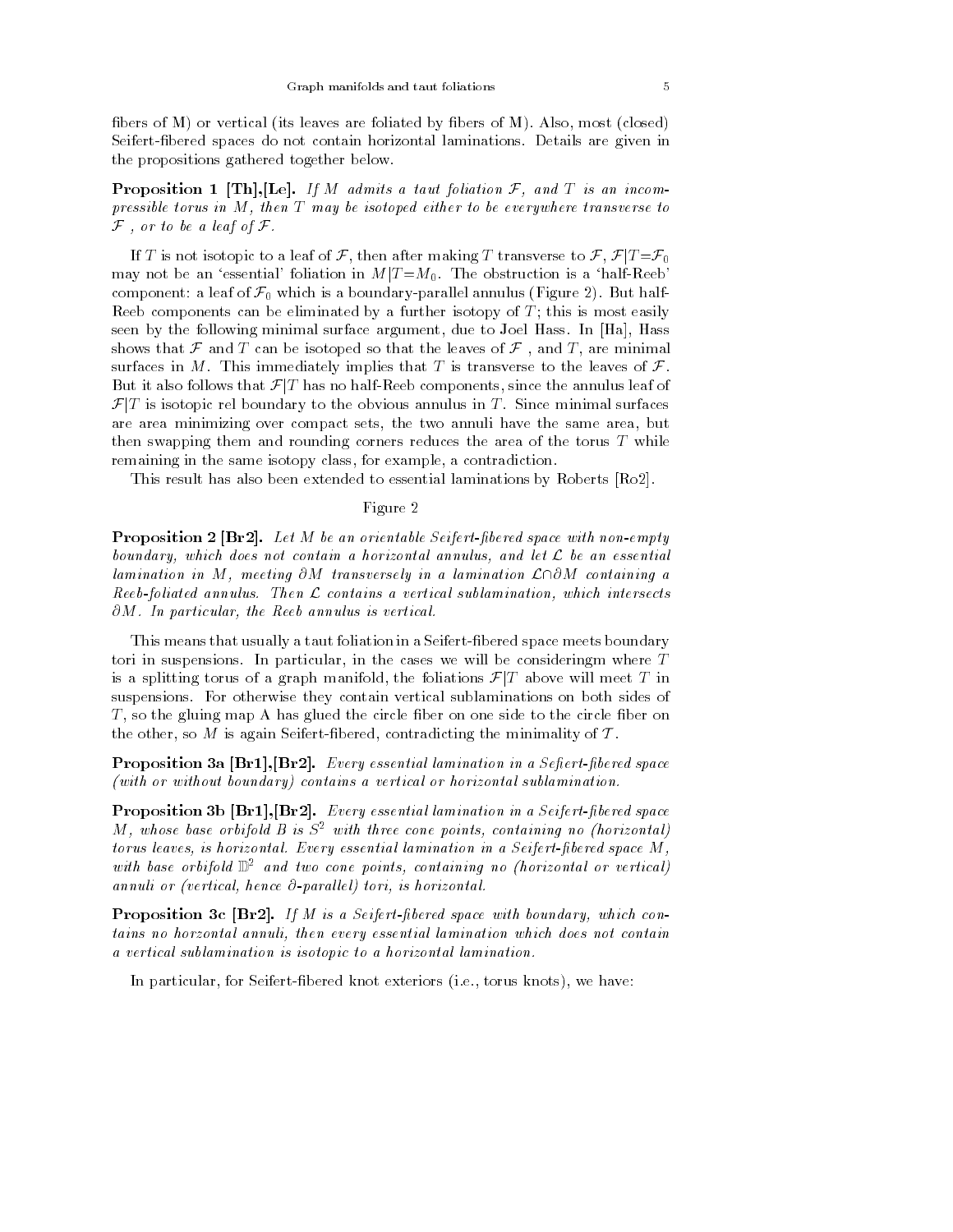fibers of M) or vertical (its leaves are foliated by fibers of M). Also, most (closed) Seifert-fibered spaces do not contain horizontal laminations. Details are given in the propositions gathered together below.

**Proposition 1 [Th],[Le].** *If $M$ admits a taut foliation $\mathcal{F}$, and $T$ is an incompressible torus in $M$, then $T$ may be isotoped either to be everywhere transverse to $\mathcal{F}$ , or to be a leaf of $\mathcal{F}$.*

If $T$ is not isotopic to a leaf of $\mathcal{F}$, then after making $T$ transverse to $\mathcal{F}$, $\mathcal{F}|T=\mathcal{F}_0$ may not be an 'essential' foliation in $M|T=M_0$. The obstruction is a 'half-Reeb' component: a leaf of $\mathcal{F}_0$ which is a boundary-parallel annulus (Figure 2). But half-Reeb components can be eliminated by a further isotopy of $T$; this is most easily seen by the following minimal surface argument, due to Joel Hass. In [Ha], Hass shows that $\mathcal{F}$ and $T$ can be isotoped so that the leaves of $\mathcal{F}$ , and $T$, are minimal surfaces in $M$. This immediately implies that $T$ is transverse to the leaves of $\mathcal{F}$. But it also follows that $\mathcal{F}|T$ has no half-Reeb components, since the annulus leaf of $\mathcal{F}|T$ is isotopic rel boundary to the obvious annulus in $T$. Since minimal surfaces are area minimizing over compact sets, the two annuli have the same area, but then swapping them and rounding corners reduces the area of the torus $T$ while remaining in the same isotopy class, for example, a contradiction.

This result has also been extended to essential laminations by Roberts [Ro2].

Figure 2

**Proposition 2 [Br2].** *Let $M$ be an orientable Seifert-fibered space with non-empty boundary, which does not contain a horizontal annulus, and let $\mathcal{L}$ be an essential lamination in $M$, meeting $\partial M$ transversely in a lamination $\mathcal{L}\cap\partial M$ containing a Reeb-foliated annulus. Then $\mathcal{L}$ contains a vertical sublamination, which intersects $\partial M$. In particular, the Reeb annulus is vertical.*

This means that usually a taut foliation in a Seifert-fibered space meets boundary tori in suspensions. In particular, in the cases we will be consideringm where $T$ is a splitting torus of a graph manifold, the foliations $\mathcal{F}|T$ above will meet $T$ in suspensions. For otherwise they contain vertical sublaminations on both sides of $T$, so the gluing map A has glued the circle fiber on one side to the circle fiber on the other, so $M$ is again Seifert-fibered, contradicting the minimality of $\mathcal{T}$.

**Proposition 3a [Br1],[Br2].** *Every essential lamination in a Sefiert-fibered space (with or without boundary) contains a vertical or horizontal sublamination.*

**Proposition 3b [Br1],[Br2].** *Every essential lamination in a Seifert-fibered space $M$, whose base orbifold $B$ is $S^2$ with three cone points, containing no (horizontal) torus leaves, is horizontal. Every essential lamination in a Seifert-fibered space $M$, with base orbifold $\mathbb{D}^2$ and two cone points, containing no (horizontal or vertical) annuli or (vertical, hence $\partial$-parallel) tori, is horizontal.*

**Proposition 3c [Br2].** *If $M$ is a Seifert-fibered space with boundary, which contains no horzontal annuli, then every essential lamination which does not contain a vertical sublamination is isotopic to a horizontal lamination.*

In particular, for Seifert-fibered knot exteriors (i.e., torus knots), we have: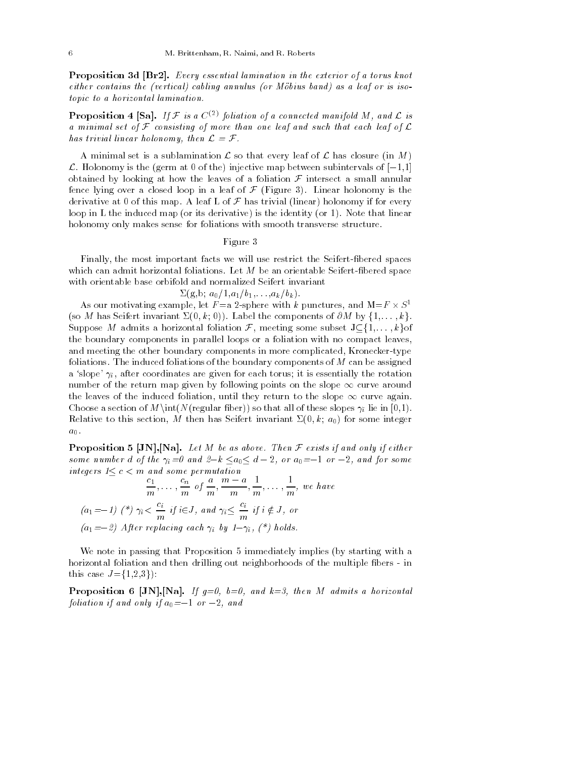**Proposition 3d [Br2].** *Every essential lamination in the exterior of a torus knot either contains the (vertical) cabling annulus (or Möbius band) as a leaf or is isotopic to a horizontal lamination.*

**Proposition 4 [Sa].** *If $\mathcal{F}$ is a $C^{(2)}$ foliation of a connected manifold $M$, and $\mathcal{L}$ is a minimal set of $\mathcal{F}$ consisting of more than one leaf and such that each leaf of $\mathcal{L}$ has trivial linear holonomy, then $\mathcal{L} = \mathcal{F}$.*

A minimal set is a sublamination $\mathcal{L}$ so that every leaf of $\mathcal{L}$ has closure (in $M$) $\mathcal{L}$. Holonomy is the (germ at 0 of the) injective map between subintervals of $[-1,1]$ obtained by looking at how the leaves of a foliation $\mathcal{F}$ intersect a small annular fence lying over a closed loop in a leaf of $\mathcal{F}$ (Figure 3). Linear holonomy is the derivative at 0 of this map. A leaf L of $\mathcal{F}$ has trivial (linear) holonomy if for every loop in L the induced map (or its derivative) is the identity (or 1). Note that linear holonomy only makes sense for foliations with smooth transverse structure.

Figure 3

Finally, the most important facts we will use restrict the Seifert-fibered spaces which can admit horizontal foliations. Let $M$ be an orientable Seifert-fibered space with orientable base orbifold and normalized Seifert invariant

$$\Sigma(\mathrm{g},\mathrm{b};\ a_0/1, a_1/b_1, \ldots, a_k/b_k).$$

As our motivating example, let $F$=a 2-sphere with $k$ punctures, and M=$F \times S^1$ (so $M$ has Seifert invariant $\Sigma(0,k;\,0)$). Label the components of $\partial M$ by $\{1,\ldots,k\}$. Suppose $M$ admits a horizontal foliation $\mathcal{F}$, meeting some subset J$\subseteq\{1,\ldots,k\}$of the boundary components in parallel loops or a foliation with no compact leaves, and meeting the other boundary components in more complicated, Kronecker-type foliations. The induced foliations of the boundary components of $M$ can be assigned a 'slope' $\gamma_i$, after coordinates are given for each torus; it is essentially the rotation number of the return map given by following points on the slope $\infty$ curve around the leaves of the induced foliation, until they return to the slope $\infty$ curve again. Choose a section of $M\setminus\mathrm{int}(N(\text{regular fiber}))$ so that all of these slopes $\gamma_i$ lie in $[0,1)$. Relative to this section, $M$ then has Seifert invariant $\Sigma(0,k;\,a_0)$ for some integer $a_0$.

**Proposition 5 [JN],[Na].** *Let $M$ be as above. Then $\mathcal{F}$ exists if and only if either some number $d$ of the $\gamma_i$=0 and $2-k \le a_0 \le d-2$, or $a_0$=$-1$ or $-2$, and for some integers $1\le c < m$ and some permutation*

$$\frac{c_1}{m},\ldots,\frac{c_n}{m} \text{ of } \frac{a}{m}, \frac{m-a}{m}, \frac{1}{m}, \ldots, \frac{1}{m}, \text{ we have}$$

*($a_1$=$-1$) (\*) $\gamma_i < \dfrac{c_i}{m}$ if $i\in J$, and $\gamma_i \le \dfrac{c_i}{m}$ if $i \notin J$, or*

*($a_1$=$-2$) After replacing each $\gamma_i$ by $1-\gamma_i$, (\*) holds.*

We note in passing that Proposition 5 immediately implies (by starting with a horizontal foliation and then drilling out neighborhoods of the multiple fibers - in this case J={1,2,3}):

**Proposition 6 [JN],[Na].** *If g=0, b=0, and k=3, then $M$ admits a horizontal foliation if and only if $a_0$=$-1$ or $-2$, and*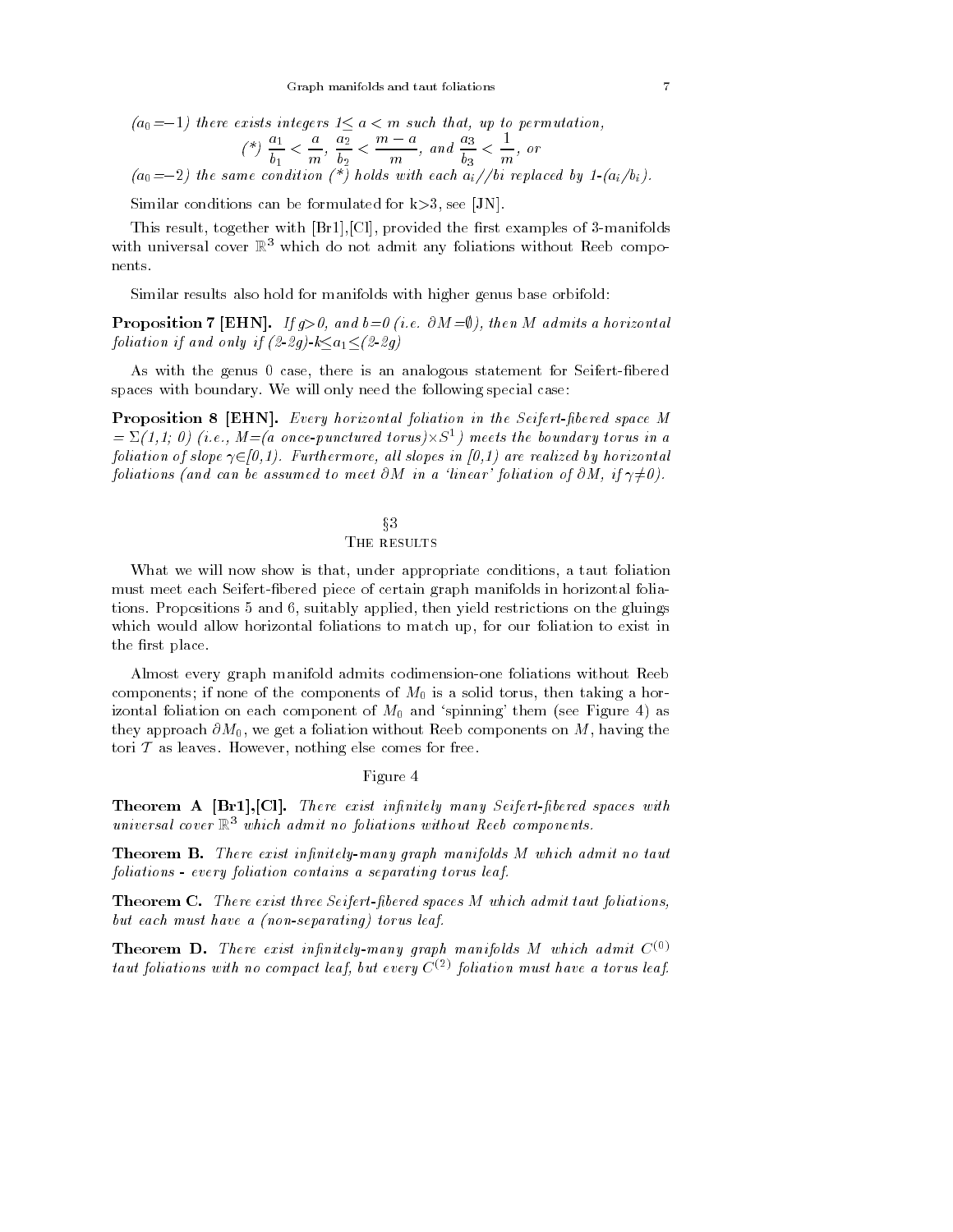*($a_0$=−1) there exists integers 1≤ $a < m$ such that, up to permutation,*

$$(*)\ \frac{a_1}{b_1} < \frac{a}{m},\ \frac{a_2}{b_2} < \frac{m-a}{m},\ \text{and}\ \frac{a_3}{b_3} < \frac{1}{m},\ \text{or}$$

*($a_0$=−2) the same condition (\*) holds with each $a_i//bi$ replaced by 1-($a_i/b_i$).*

Similar conditions can be formulated for k>3, see [JN].

This result, together with [Br1],[Cl], provided the first examples of 3-manifolds with universal cover $\mathbb{R}^3$ which do not admit any foliations without Reeb components.

Similar results also hold for manifolds with higher genus base orbifold:

**Proposition 7 [EHN].** *If g>0, and b=0 (i.e. $\partial M=\emptyset$), then M admits a horizontal foliation if and only if (2-2g)-k≤$a_1$≤(2-2g)*

As with the genus 0 case, there is an analogous statement for Seifert-fibered spaces with boundary. We will only need the following special case:

**Proposition 8 [EHN].** *Every horizontal foliation in the Seifert-fibered space M = $\Sigma$(1,1; 0) (i.e., M=(a once-punctured torus)×$S^1$) meets the boundary torus in a foliation of slope $\gamma\in$[0,1). Furthermore, all slopes in [0,1) are realized by horizontal foliations (and can be assumed to meet $\partial M$ in a 'linear' foliation of $\partial M$, if $\gamma\neq$0).*

## §3
## The results

What we will now show is that, under appropriate conditions, a taut foliation must meet each Seifert-fibered piece of certain graph manifolds in horizontal foliations. Propositions 5 and 6, suitably applied, then yield restrictions on the gluings which would allow horizontal foliations to match up, for our foliation to exist in the first place.

Almost every graph manifold admits codimension-one foliations without Reeb components; if none of the components of $M_0$ is a solid torus, then taking a horizontal foliation on each component of $M_0$ and 'spinning' them (see Figure 4) as they approach $\partial M_0$, we get a foliation without Reeb components on $M$, having the tori $\mathcal{T}$ as leaves. However, nothing else comes for free.

Figure 4

**Theorem A [Br1],[Cl].** *There exist infinitely many Seifert-fibered spaces with universal cover $\mathbb{R}^3$ which admit no foliations without Reeb components.*

**Theorem B.** *There exist infinitely-many graph manifolds M which admit no taut foliations - every foliation contains a separating torus leaf.*

**Theorem C.** *There exist three Seifert-fibered spaces M which admit taut foliations, but each must have a (non-separating) torus leaf.*

**Theorem D.** *There exist infinitely-many graph manifolds M which admit $C^{(0)}$ taut foliations with no compact leaf, but every $C^{(2)}$ foliation must have a torus leaf.*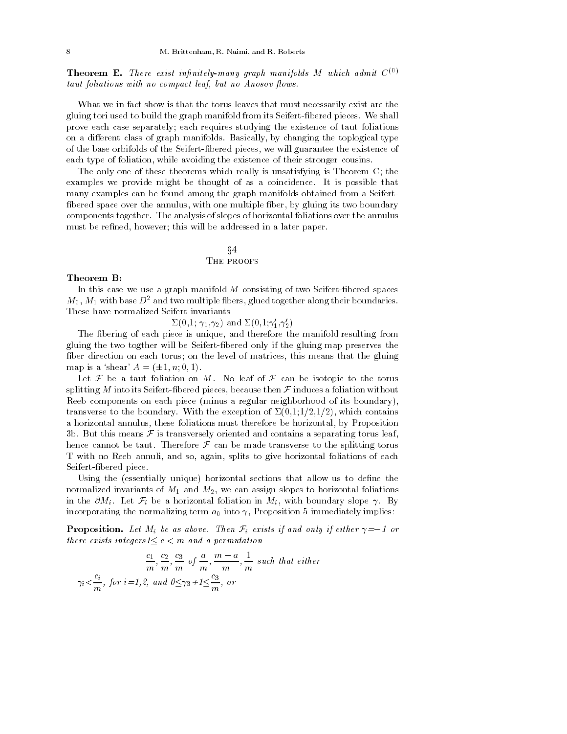**Theorem E.** *There exist infinitely-many graph manifolds $M$ which admit $C^{(0)}$ taut foliations with no compact leaf, but no Anosov flows.*

What we in fact show is that the torus leaves that must necessarily exist are the gluing tori used to build the graph manifold from its Seifert-fibered pieces. We shall prove each case separately; each requires studying the existence of taut foliations on a different class of graph manifolds. Basically, by changing the toplogical type of the base orbifolds of the Seifert-fibered pieces, we will guarantee the existence of each type of foliation, while avoiding the existence of their stronger cousins.

The only one of these theorems which really is unsatisfying is Theorem C; the examples we provide might be thought of as a coincidence. It is possible that many examples can be found among the graph manifolds obtained from a Seifert-fibered space over the annulus, with one multiple fiber, by gluing its two boundary components together. The analysis of slopes of horizontal foliations over the annulus must be refined, however; this will be addressed in a later paper.

## §4
## The proofs

**Theorem B:**

In this case we use a graph manifold $M$ consisting of two Seifert-fibered spaces $M_0$, $M_1$ with base $D^2$ and two multiple fibers, glued together along their boundaries. These have normalized Seifert invariants

$$\Sigma(0,1;\gamma_1,\gamma_2) \text{ and } \Sigma(0,1;\gamma_1',\gamma_2')$$

The fibering of each piece is unique, and therefore the manifold resulting from gluing the two togther will be Seifert-fibered only if the gluing map preserves the fiber direction on each torus; on the level of matrices, this means that the gluing map is a 'shear' $A = (\pm 1, n; 0, 1)$.

Let $\mathcal{F}$ be a taut foliation on $M$. No leaf of $\mathcal{F}$ can be isotopic to the torus splitting $M$ into its Seifert-fibered pieces, because then $\mathcal{F}$ induces a foliation without Reeb components on each piece (minus a regular neighborhood of its boundary), transverse to the boundary. With the exception of $\Sigma(0,1;1/2,1/2)$, which contains a horizontal annulus, these foliations must therefore be horizontal, by Proposition 3b. But this means $\mathcal{F}$ is transversely oriented and contains a separating torus leaf, hence cannot be taut. Therefore $\mathcal{F}$ can be made transverse to the splitting torus T with no Reeb annuli, and so, again, splits to give horizontal foliations of each Seifert-fibered piece.

Using the (essentially unique) horizontal sections that allow us to define the normalized invariants of $M_1$ and $M_2$, we can assign slopes to horizontal foliations in the $\partial M_i$. Let $\mathcal{F}_i$ be a horizontal foliation in $M_i$, with boundary slope $\gamma$. By incorporating the normalizing term $a_0$ into $\gamma$, Proposition 5 immediately implies:

**Proposition.** *Let $M_i$ be as above. Then $\mathcal{F}_i$ exists if and only if either $\gamma = -1$ or there exists integers $1 \leq c < m$ and a permutation*

$$\frac{c_1}{m}, \frac{c_2}{m}, \frac{c_3}{m} \text{ of } \frac{a}{m}, \frac{m-a}{m}, \frac{1}{m} \text{ such that either}$$

$\gamma_i < \dfrac{c_i}{m}$, *for* $i = 1, 2$, *and* $0 \leq \gamma_3 + 1 \leq \dfrac{c_3}{m}$, *or*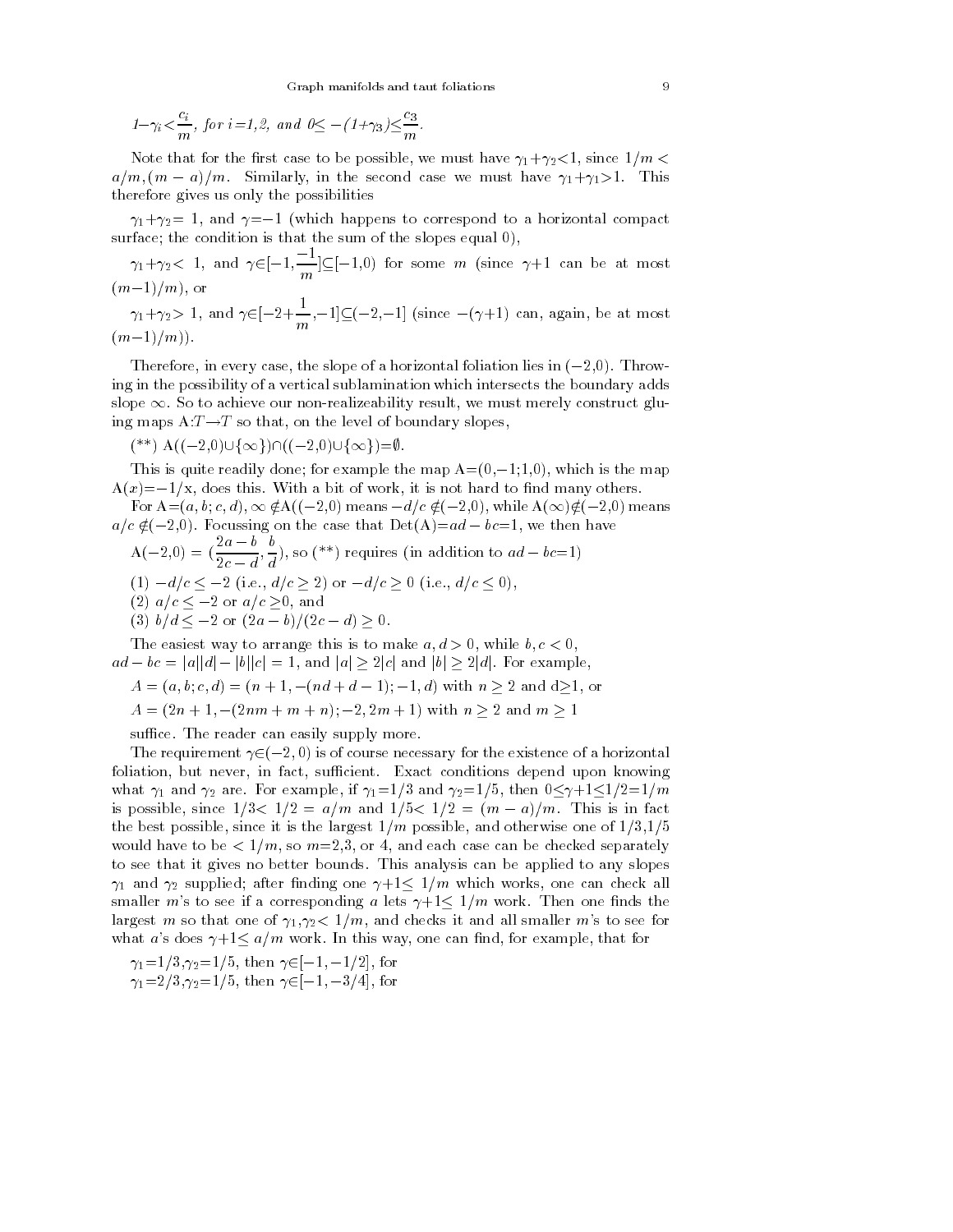$1-\gamma_i<\frac{c_i}{m}$, *for* $i$*=1,2, and* $0\leq -(1+\gamma_3)\leq\frac{c_3}{m}$.

Note that for the first case to be possible, we must have $\gamma_1+\gamma_2<1$, since $1/m < a/m, (m-a)/m$. Similarly, in the second case we must have $\gamma_1+\gamma_1>1$. This therefore gives us only the possibilities

$\gamma_1+\gamma_2=1$, and $\gamma=-1$ (which happens to correspond to a horizontal compact surface; the condition is that the sum of the slopes equal 0),

$\gamma_1+\gamma_2<1$, and $\gamma\in[-1,\frac{-1}{m}]\subseteq[-1,0)$ for some $m$ (since $\gamma+1$ can be at most $(m-1)/m$), or

$\gamma_1+\gamma_2>1$, and $\gamma\in[-2+\frac{1}{m},-1]\subseteq(-2,-1]$ (since $-(\gamma+1)$ can, again, be at most $(m-1)/m$)).

Therefore, in every case, the slope of a horizontal foliation lies in $(-2,0)$. Throwing in the possibility of a vertical sublamination which intersects the boundary adds slope $\infty$. So to achieve our non-realizeability result, we must merely construct gluing maps $A:T\rightarrow T$ so that, on the level of boundary slopes,

(**) $A((-2,0)\cup\{\infty\})\cap((-2,0)\cup\{\infty\})=\emptyset$.

This is quite readily done; for example the map $A=(0,-1;1,0)$, which is the map $A(x)=-1/x$, does this. With a bit of work, it is not hard to find many others.

For $A=(a,b;c,d)$, $\infty\notin A((-2,0)$ means $-d/c\notin(-2,0)$, while $A(\infty)\notin(-2,0)$ means $a/c\notin(-2,0)$. Focussing on the case that $\mathrm{Det}(A)=ad-bc=1$, we then have

$A(-2,0)=(\frac{2a-b}{2c-d},\frac{b}{d})$, so (**) requires (in addition to $ad-bc=1$)

(1) $-d/c\leq -2$ (i.e., $d/c\geq 2$) or $-d/c\geq 0$ (i.e., $d/c\leq 0$),

(2) $a/c\leq -2$ or $a/c\geq 0$, and

(3) $b/d\leq -2$ or $(2a-b)/(2c-d)\geq 0$.

The easiest way to arrange this is to make $a,d>0$, while $b,c<0$, $ad-bc=|a||d|-|b||c|=1$, and $|a|\geq 2|c|$ and $|b|\geq 2|d|$. For example,

$A=(a,b;c,d)=(n+1,-(nd+d-1);-1,d)$ with $n\geq 2$ and $d\geq 1$, or

$A=(2n+1,-(2nm+m+n);-2,2m+1)$ with $n\geq 2$ and $m\geq 1$

suffice. The reader can easily supply more.

The requirement $\gamma\in(-2,0)$ is of course necessary for the existence of a horizontal foliation, but never, in fact, sufficient. Exact conditions depend upon knowing what $\gamma_1$ and $\gamma_2$ are. For example, if $\gamma_1=1/3$ and $\gamma_2=1/5$, then $0\leq\gamma+1\leq 1/2=1/m$ is possible, since $1/3<1/2=a/m$ and $1/5<1/2=(m-a)/m$. This is in fact the best possible, since it is the largest $1/m$ possible, and otherwise one of $1/3,1/5$ would have to be $<1/m$, so $m$=2,3, or 4, and each case can be checked separately to see that it gives no better bounds. This analysis can be applied to any slopes $\gamma_1$ and $\gamma_2$ supplied; after finding one $\gamma+1\leq 1/m$ which works, one can check all smaller $m$'s to see if a corresponding $a$ lets $\gamma+1\leq 1/m$ work. Then one finds the largest $m$ so that one of $\gamma_1,\gamma_2<1/m$, and checks it and all smaller $m$'s to see for what $a$'s does $\gamma+1\leq a/m$ work. In this way, one can find, for example, that for

$\gamma_1=1/3,\gamma_2=1/5$, then $\gamma\in[-1,-1/2]$, for
$\gamma_1=2/3,\gamma_2=1/5$, then $\gamma\in[-1,-3/4]$, for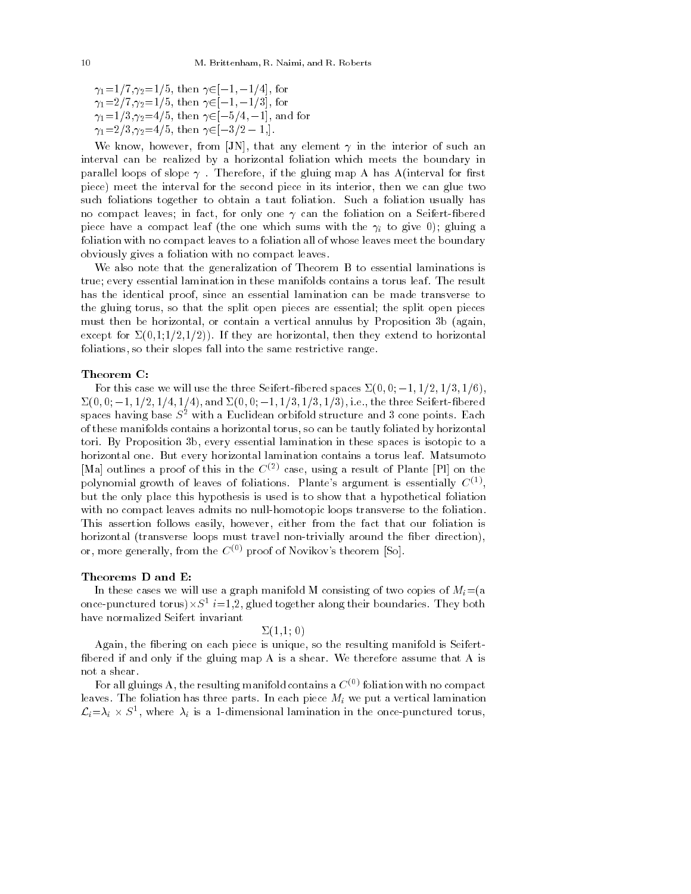$\gamma_1=1/7, \gamma_2=1/5$, then $\gamma \in [-1,-1/4]$, for
$\gamma_1=2/7, \gamma_2=1/5$, then $\gamma \in [-1,-1/3]$, for
$\gamma_1=1/3, \gamma_2=4/5$, then $\gamma \in [-5/4,-1]$, and for
$\gamma_1=2/3, \gamma_2=4/5$, then $\gamma \in [-3/2-1,]$.

We know, however, from [JN], that any element $\gamma$ in the interior of such an interval can be realized by a horizontal foliation which meets the boundary in parallel loops of slope $\gamma$ . Therefore, if the gluing map A has A(interval for first piece) meet the interval for the second piece in its interior, then we can glue two such foliations together to obtain a taut foliation. Such a foliation usually has no compact leaves; in fact, for only one $\gamma$ can the foliation on a Seifert-fibered piece have a compact leaf (the one which sums with the $\gamma_i$ to give 0); gluing a foliation with no compact leaves to a foliation all of whose leaves meet the boundary obviously gives a foliation with no compact leaves.

We also note that the generalization of Theorem B to essential laminations is true; every essential lamination in these manifolds contains a torus leaf. The result has the identical proof, since an essential lamination can be made transverse to the gluing torus, so that the split open pieces are essential; the split open pieces must then be horizontal, or contain a vertical annulus by Proposition 3b (again, except for $\Sigma(0,1;1/2,1/2)$). If they are horizontal, then they extend to horizontal foliations, so their slopes fall into the same restrictive range.

**Theorem C:**

For this case we will use the three Seifert-fibered spaces $\Sigma(0,0;-1,1/2,1/3,1/6)$, $\Sigma(0,0;-1,1/2,1/4,1/4)$, and $\Sigma(0,0;-1,1/3,1/3,1/3)$, i.e., the three Seifert-fibered spaces having base $S^2$ with a Euclidean orbifold structure and 3 cone points. Each of these manifolds contains a horizontal torus, so can be tautly foliated by horizontal tori. By Proposition 3b, every essential lamination in these spaces is isotopic to a horizontal one. But every horizontal lamination contains a torus leaf. Matsumoto [Ma] outlines a proof of this in the $C^{(2)}$ case, using a result of Plante [Pl] on the polynomial growth of leaves of foliations. Plante's argument is essentially $C^{(1)}$, but the only place this hypothesis is used is to show that a hypothetical foliation with no compact leaves admits no null-homotopic loops transverse to the foliation. This assertion follows easily, however, either from the fact that our foliation is horizontal (transverse loops must travel non-trivially around the fiber direction), or, more generally, from the $C^{(0)}$ proof of Novikov's theorem [So].

**Theorems D and E:**

In these cases we will use a graph manifold M consisting of two copies of $M_i$=(a once-punctured torus)$\times S^1$ $i$=1,2, glued together along their boundaries. They both have normalized Seifert invariant

$$\Sigma(1,1;\,0)$$

Again, the fibering on each piece is unique, so the resulting manifold is Seifert-fibered if and only if the gluing map A is a shear. We therefore assume that A is not a shear.

For all gluings A, the resulting manifold contains a $C^{(0)}$ foliation with no compact leaves. The foliation has three parts. In each piece $M_i$ we put a vertical lamination $\mathcal{L}_i=\lambda_i \times S^1$, where $\lambda_i$ is a 1-dimensional lamination in the once-punctured torus,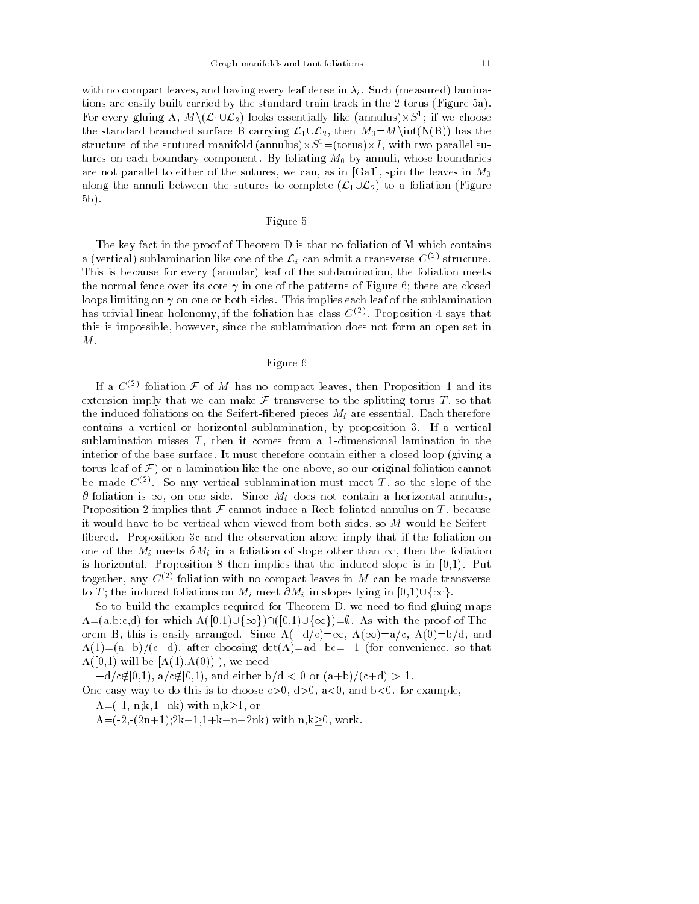with no compact leaves, and having every leaf dense in $\lambda_i$. Such (measured) laminations are easily built carried by the standard train track in the 2-torus (Figure 5a). For every gluing A, $M\backslash(\mathcal{L}_1\cup\mathcal{L}_2)$ looks essentially like (annulus)$\times S^1$; if we choose the standard branched surface B carrying $\mathcal{L}_1\cup\mathcal{L}_2$, then $M_0=M\backslash\mathrm{int}(\mathrm{N(B)})$ has the structure of the stutured manifold (annulus)$\times S^1$=(torus)$\times I$, with two parallel sutures on each boundary component. By foliating $M_0$ by annuli, whose boundaries are not parallel to either of the sutures, we can, as in [Ga1], spin the leaves in $M_0$ along the annuli between the sutures to complete ($\mathcal{L}_1\cup\mathcal{L}_2$) to a foliation (Figure 5b).

Figure 5

The key fact in the proof of Theorem D is that no foliation of M which contains a (vertical) sublamination like one of the $\mathcal{L}_i$ can admit a transverse $C^{(2)}$ structure. This is because for every (annular) leaf of the sublamination, the foliation meets the normal fence over its core $\gamma$ in one of the patterns of Figure 6; there are closed loops limiting on $\gamma$ on one or both sides. This implies each leaf of the sublamination has trivial linear holonomy, if the foliation has class $C^{(2)}$. Proposition 4 says that this is impossible, however, since the sublamination does not form an open set in $M$.

Figure 6

If a $C^{(2)}$ foliation $\mathcal{F}$ of $M$ has no compact leaves, then Proposition 1 and its extension imply that we can make $\mathcal{F}$ transverse to the splitting torus $T$, so that the induced foliations on the Seifert-fibered pieces $M_i$ are essential. Each therefore contains a vertical or horizontal sublamination, by proposition 3. If a vertical sublamination misses $T$, then it comes from a 1-dimensional lamination in the interior of the base surface. It must therefore contain either a closed loop (giving a torus leaf of $\mathcal{F}$) or a lamination like the one above, so our original foliation cannot be made $C^{(2)}$. So any vertical sublamination must meet $T$, so the slope of the $\partial$-foliation is $\infty$, on one side. Since $M_i$ does not contain a horizontal annulus, Proposition 2 implies that $\mathcal{F}$ cannot induce a Reeb foliated annulus on $T$, because it would have to be vertical when viewed from both sides, so $M$ would be Seifert-fibered. Proposition 3c and the observation above imply that if the foliation on one of the $M_i$ meets $\partial M_i$ in a foliation of slope other than $\infty$, then the foliation is horizontal. Proposition 8 then implies that the induced slope is in [0,1). Put together, any $C^{(2)}$ foliation with no compact leaves in $M$ can be made transverse to $T$; the induced foliations on $M_i$ meet $\partial M_i$ in slopes lying in $[0,1)\cup\{\infty\}$.

So to build the examples required for Theorem D, we need to find gluing maps A=(a,b;c,d) for which $A([0,1)\cup\{\infty\})\cap([0,1)\cup\{\infty\})=\emptyset$. As with the proof of Theorem B, this is easily arranged. Since $A(-d/c)=\infty$, $A(\infty)=a/c$, $A(0)=b/d$, and $A(1)=(a+b)/(c+d)$, after choosing $\det(A)=ad-bc=-1$ (for convenience, so that $A([0,1)$ will be $[A(1),A(0))$ ), we need

$-d/c\notin[0,1)$, $a/c\notin[0,1)$, and either $b/d<0$ or $(a+b)/(c+d)>1$.

One easy way to do this is to choose $c>0$, $d>0$, $a<0$, and $b<0$. for example,

A=(-1,-n;k,1+nk) with $n,k\geq1$, or

A=(-2,-(2n+1);2k+1,1+k+n+2nk) with $n,k\geq0$, work.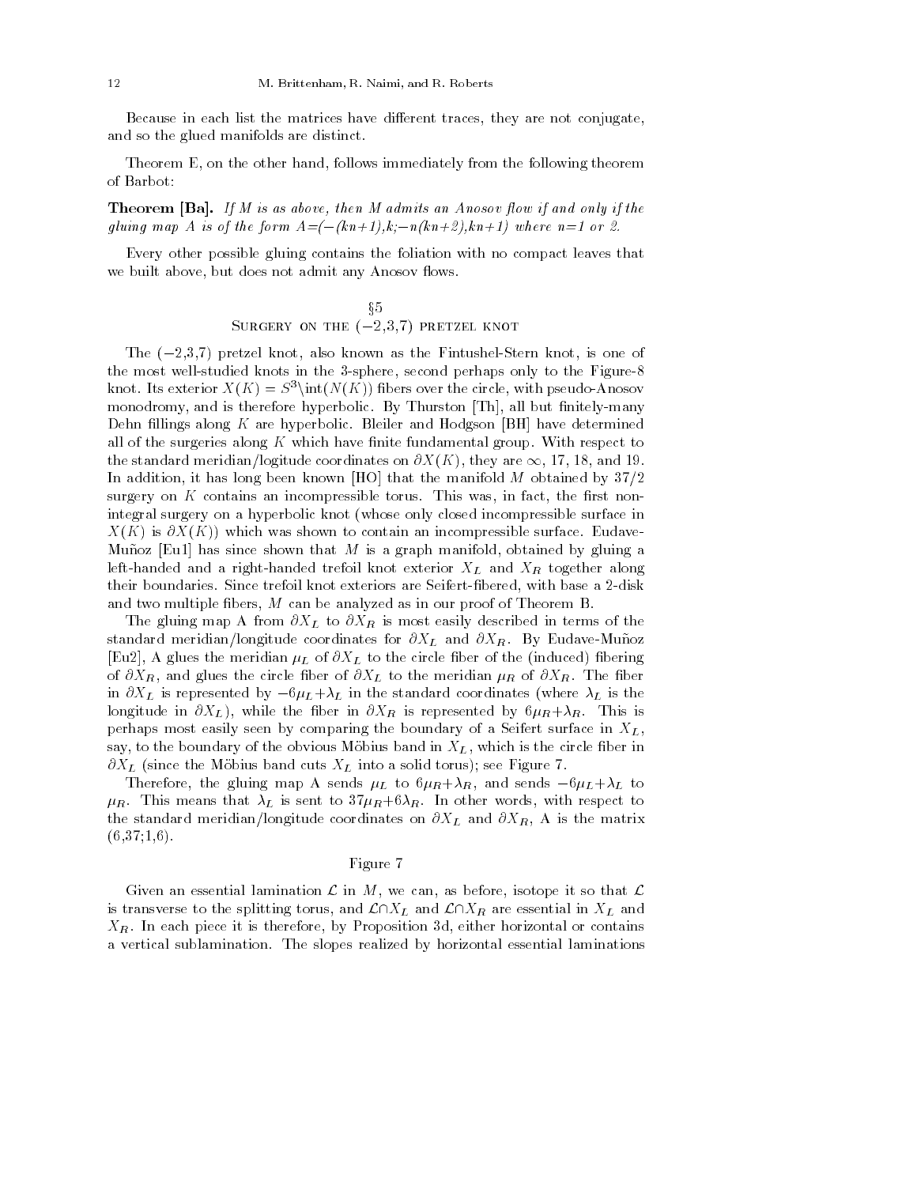Because in each list the matrices have different traces, they are not conjugate, and so the glued manifolds are distinct.

Theorem E, on the other hand, follows immediately from the following theorem of Barbot:

**Theorem [Ba].** *If M is as above, then M admits an Anosov flow if and only if the gluing map A is of the form A=(−(kn+1),k;−n(kn+2),kn+1) where n=1 or 2.*

Every other possible gluing contains the foliation with no compact leaves that we built above, but does not admit any Anosov flows.

## §5
## Surgery on the (−2,3,7) pretzel knot

The (−2,3,7) pretzel knot, also known as the Fintushel-Stern knot, is one of the most well-studied knots in the 3-sphere, second perhaps only to the Figure-8 knot. Its exterior $X(K) = S^3 \backslash \mathrm{int}(N(K))$ fibers over the circle, with pseudo-Anosov monodromy, and is therefore hyperbolic. By Thurston [Th], all but finitely-many Dehn fillings along $K$ are hyperbolic. Bleiler and Hodgson [BH] have determined all of the surgeries along $K$ which have finite fundamental group. With respect to the standard meridian/logitude coordinates on $\partial X(K)$, they are $\infty$, 17, 18, and 19. In addition, it has long been known [HO] that the manifold $M$ obtained by 37/2 surgery on $K$ contains an incompressible torus. This was, in fact, the first non-integral surgery on a hyperbolic knot (whose only closed incompressible surface in $X(K)$ is $\partial X(K)$) which was shown to contain an incompressible surface. Eudave-Muñoz [Eu1] has since shown that $M$ is a graph manifold, obtained by gluing a left-handed and a right-handed trefoil knot exterior $X_L$ and $X_R$ together along their boundaries. Since trefoil knot exteriors are Seifert-fibered, with base a 2-disk and two multiple fibers, $M$ can be analyzed as in our proof of Theorem B.

The gluing map A from $\partial X_L$ to $\partial X_R$ is most easily described in terms of the standard meridian/longitude coordinates for $\partial X_L$ and $\partial X_R$. By Eudave-Muñoz [Eu2], A glues the meridian $\mu_L$ of $\partial X_L$ to the circle fiber of the (induced) fibering of $\partial X_R$, and glues the circle fiber of $\partial X_L$ to the meridian $\mu_R$ of $\partial X_R$. The fiber in $\partial X_L$ is represented by $-6\mu_L+\lambda_L$ in the standard coordinates (where $\lambda_L$ is the longitude in $\partial X_L$), while the fiber in $\partial X_R$ is represented by $6\mu_R+\lambda_R$. This is perhaps most easily seen by comparing the boundary of a Seifert surface in $X_L$, say, to the boundary of the obvious Möbius band in $X_L$, which is the circle fiber in $\partial X_L$ (since the Möbius band cuts $X_L$ into a solid torus); see Figure 7.

Therefore, the gluing map A sends $\mu_L$ to $6\mu_R+\lambda_R$, and sends $-6\mu_L+\lambda_L$ to $\mu_R$. This means that $\lambda_L$ is sent to $37\mu_R+6\lambda_R$. In other words, with respect to the standard meridian/longitude coordinates on $\partial X_L$ and $\partial X_R$, A is the matrix (6,37;1,6).

Figure 7

Given an essential lamination $\mathcal{L}$ in $M$, we can, as before, isotope it so that $\mathcal{L}$ is transverse to the splitting torus, and $\mathcal{L}\cap X_L$ and $\mathcal{L}\cap X_R$ are essential in $X_L$ and $X_R$. In each piece it is therefore, by Proposition 3d, either horizontal or contains a vertical sublamination. The slopes realized by horizontal essential laminations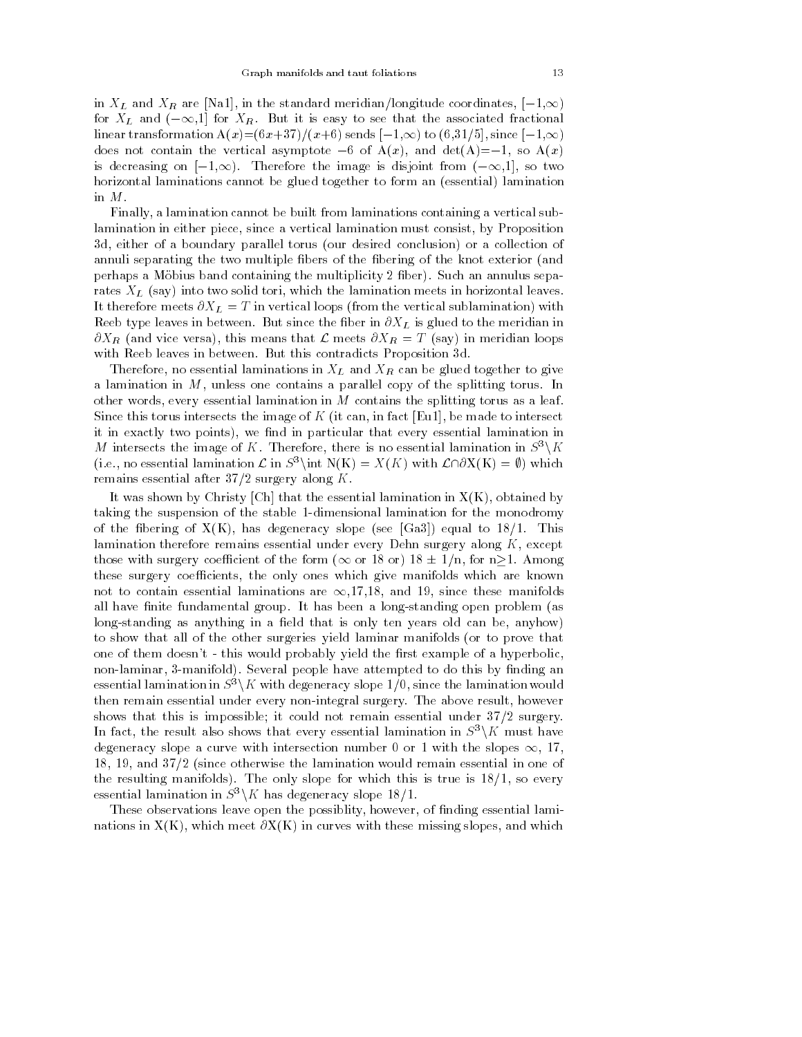in $X_L$ and $X_R$ are [Na1], in the standard meridian/longitude coordinates, $[-1,\infty)$ for $X_L$ and $(-\infty,1]$ for $X_R$. But it is easy to see that the associated fractional linear transformation $A(x)=(6x+37)/(x+6)$ sends $[-1,\infty)$ to $(6,31/5]$, since $[-1,\infty)$ does not contain the vertical asymptote $-6$ of $A(x)$, and $\det(A)=-1$, so $A(x)$ is decreasing on $[-1,\infty)$. Therefore the image is disjoint from $(-\infty,1]$, so two horizontal laminations cannot be glued together to form an (essential) lamination in $M$.

Finally, a lamination cannot be built from laminations containing a vertical sublamination in either piece, since a vertical lamination must consist, by Proposition 3d, either of a boundary parallel torus (our desired conclusion) or a collection of annuli separating the two multiple fibers of the fibering of the knot exterior (and perhaps a Möbius band containing the multiplicity 2 fiber). Such an annulus separates $X_L$ (say) into two solid tori, which the lamination meets in horizontal leaves. It therefore meets $\partial X_L = T$ in vertical loops (from the vertical sublamination) with Reeb type leaves in between. But since the fiber in $\partial X_L$ is glued to the meridian in $\partial X_R$ (and vice versa), this means that $\mathcal{L}$ meets $\partial X_R = T$ (say) in meridian loops with Reeb leaves in between. But this contradicts Proposition 3d.

Therefore, no essential laminations in $X_L$ and $X_R$ can be glued together to give a lamination in $M$, unless one contains a parallel copy of the splitting torus. In other words, every essential lamination in $M$ contains the splitting torus as a leaf. Since this torus intersects the image of $K$ (it can, in fact [Eu1], be made to intersect it in exactly two points), we find in particular that every essential lamination in $M$ intersects the image of $K$. Therefore, there is no essential lamination in $S^3\backslash K$ (i.e., no essential lamination $\mathcal{L}$ in $S^3\backslash\text{int } N(K) = X(K)$ with $\mathcal{L}\cap\partial X(K) = \emptyset$) which remains essential after $37/2$ surgery along $K$.

It was shown by Christy [Ch] that the essential lamination in $X(K)$, obtained by taking the suspension of the stable 1-dimensional lamination for the monodromy of the fibering of $X(K)$, has degeneracy slope (see [Ga3]) equal to $18/1$. This lamination therefore remains essential under every Dehn surgery along $K$, except those with surgery coefficient of the form ($\infty$ or 18 or) $18 \pm 1/n$, for $n\geq 1$. Among these surgery coefficients, the only ones which give manifolds which are known not to contain essential laminations are $\infty$,17,18, and 19, since these manifolds all have finite fundamental group. It has been a long-standing open problem (as long-standing as anything in a field that is only ten years old can be, anyhow) to show that all of the other surgeries yield laminar manifolds (or to prove that one of them doesn't - this would probably yield the first example of a hyperbolic, non-laminar, 3-manifold). Several people have attempted to do this by finding an essential lamination in $S^3\backslash K$ with degeneracy slope $1/0$, since the lamination would then remain essential under every non-integral surgery. The above result, however shows that this is impossible; it could not remain essential under $37/2$ surgery. In fact, the result also shows that every essential lamination in $S^3\backslash K$ must have degeneracy slope a curve with intersection number 0 or 1 with the slopes $\infty$, 17, 18, 19, and $37/2$ (since otherwise the lamination would remain essential in one of the resulting manifolds). The only slope for which this is true is $18/1$, so every essential lamination in $S^3\backslash K$ has degeneracy slope $18/1$.

These observations leave open the possiblity, however, of finding essential laminations in $X(K)$, which meet $\partial X(K)$ in curves with these missing slopes, and which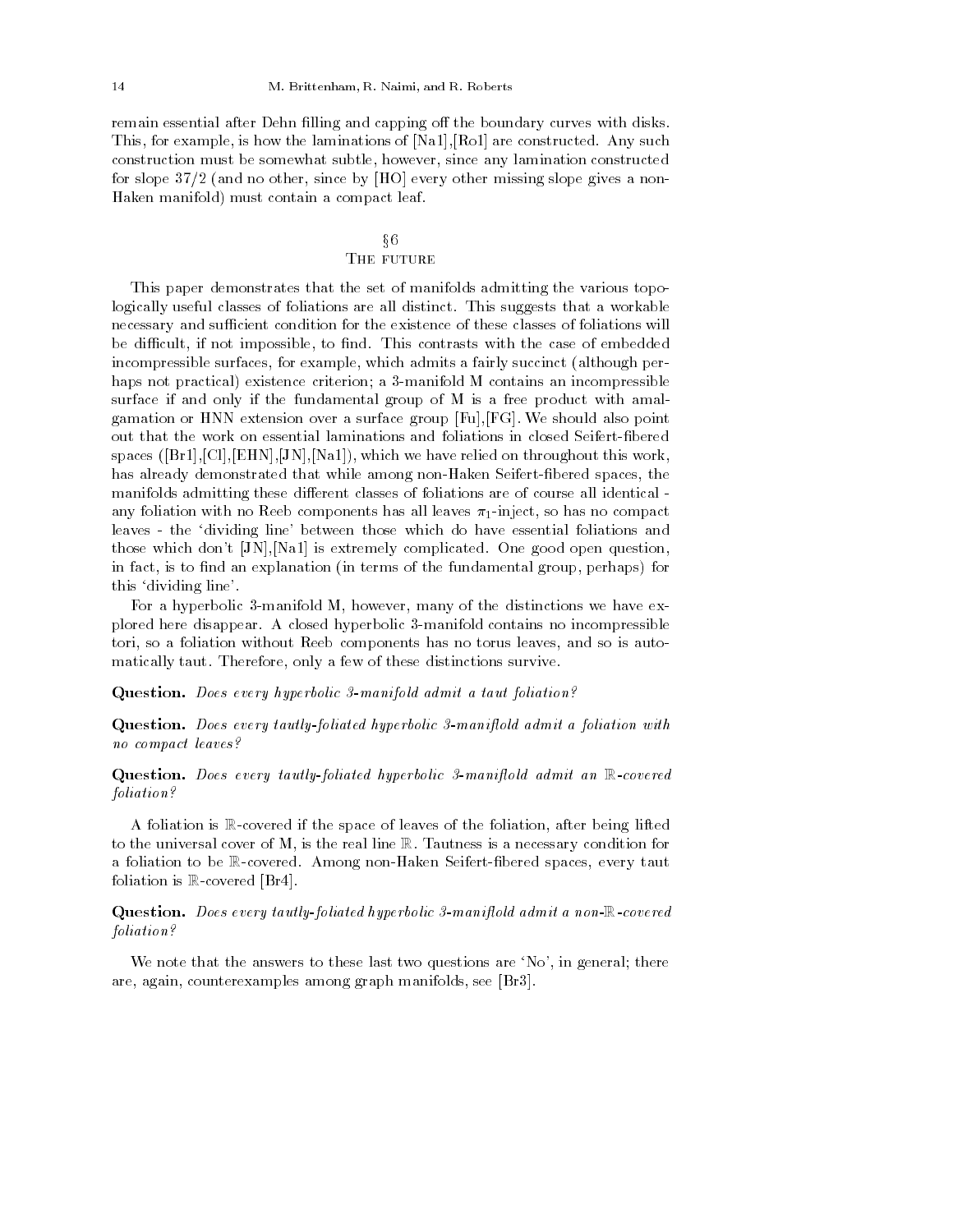remain essential after Dehn filling and capping off the boundary curves with disks. This, for example, is how the laminations of [Na1],[Ro1] are constructed. Any such construction must be somewhat subtle, however, since any lamination constructed for slope 37/2 (and no other, since by [HO] every other missing slope gives a non-Haken manifold) must contain a compact leaf.

## §6
## The future

This paper demonstrates that the set of manifolds admitting the various topologically useful classes of foliations are all distinct. This suggests that a workable necessary and sufficient condition for the existence of these classes of foliations will be difficult, if not impossible, to find. This contrasts with the case of embedded incompressible surfaces, for example, which admits a fairly succinct (although perhaps not practical) existence criterion; a 3-manifold M contains an incompressible surface if and only if the fundamental group of M is a free product with amalgamation or HNN extension over a surface group [Fu],[FG]. We should also point out that the work on essential laminations and foliations in closed Seifert-fibered spaces ([Br1],[Cl],[EHN],[JN],[Na1]), which we have relied on throughout this work, has already demonstrated that while among non-Haken Seifert-fibered spaces, the manifolds admitting these different classes of foliations are of course all identical - any foliation with no Reeb components has all leaves $\pi_1$-inject, so has no compact leaves - the 'dividing line' between those which do have essential foliations and those which don't [JN],[Na1] is extremely complicated. One good open question, in fact, is to find an explanation (in terms of the fundamental group, perhaps) for this 'dividing line'.

For a hyperbolic 3-manifold M, however, many of the distinctions we have explored here disappear. A closed hyperbolic 3-manifold contains no incompressible tori, so a foliation without Reeb components has no torus leaves, and so is automatically taut. Therefore, only a few of these distinctions survive.

**Question.** *Does every hyperbolic 3-manifold admit a taut foliation?*

**Question.** *Does every tautly-foliated hyperbolic 3-maniflold admit a foliation with no compact leaves?*

**Question.** *Does every tautly-foliated hyperbolic 3-maniflold admit an $\mathbb{R}$-covered foliation?*

A foliation is $\mathbb{R}$-covered if the space of leaves of the foliation, after being lifted to the universal cover of M, is the real line $\mathbb{R}$. Tautness is a necessary condition for a foliation to be $\mathbb{R}$-covered. Among non-Haken Seifert-fibered spaces, every taut foliation is $\mathbb{R}$-covered [Br4].

**Question.** *Does every tautly-foliated hyperbolic 3-maniflold admit a non-$\mathbb{R}$-covered foliation?*

We note that the answers to these last two questions are 'No', in general; there are, again, counterexamples among graph manifolds, see [Br3].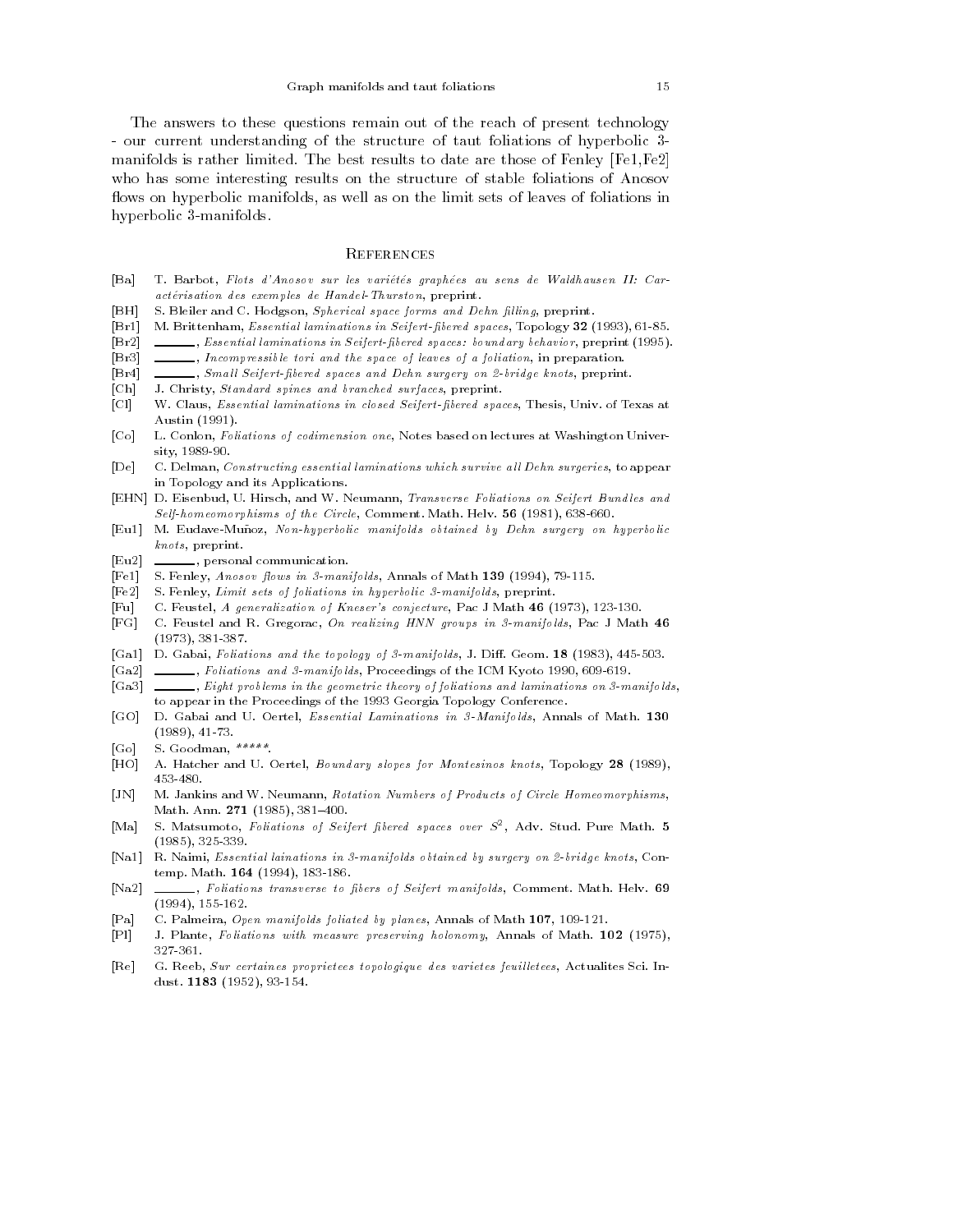The answers to these questions remain out of the reach of present technology - our current understanding of the structure of taut foliations of hyperbolic 3-manifolds is rather limited. The best results to date are those of Fenley [Fe1,Fe2] who has some interesting results on the structure of stable foliations of Anosov flows on hyperbolic manifolds, as well as on the limit sets of leaves of foliations in hyperbolic 3-manifolds.

## References

- [Ba] T. Barbot, *Flots d'Anosov sur les variétés graphées au sens de Waldhausen II: Caractérisation des exemples de Handel-Thurston*, preprint.
- [BH] S. Bleiler and C. Hodgson, *Spherical space forms and Dehn filling*, preprint.
- [Br1] M. Brittenham, *Essential laminations in Seifert-fibered spaces*, Topology **32** (1993), 61-85.
- [Br2] ______, *Essential laminations in Seifert-fibered spaces: boundary behavior*, preprint (1995).
- [Br3] ______, *Incompressible tori and the space of leaves of a foliation*, in preparation.
- [Br4] ______, *Small Seifert-fibered spaces and Dehn surgery on 2-bridge knots*, preprint.
- [Ch] J. Christy, *Standard spines and branched surfaces*, preprint.
- [Cl] W. Claus, *Essential laminations in closed Seifert-fibered spaces*, Thesis, Univ. of Texas at Austin (1991).
- [Co] L. Conlon, *Foliations of codimension one*, Notes based on lectures at Washington University, 1989-90.
- [De] C. Delman, *Constructing essential laminations which survive all Dehn surgeries*, to appear in Topology and its Applications.
- [EHN] D. Eisenbud, U. Hirsch, and W. Neumann, *Transverse Foliations on Seifert Bundles and Self-homeomorphisms of the Circle*, Comment. Math. Helv. **56** (1981), 638-660.
- [Eu1] M. Eudave-Muñoz, *Non-hyperbolic manifolds obtained by Dehn surgery on hyperbolic knots*, preprint.
- [Eu2] ______, personal communication.
- [Fe1] S. Fenley, *Anosov flows in 3-manifolds*, Annals of Math **139** (1994), 79-115.
- [Fe2] S. Fenley, *Limit sets of foliations in hyperbolic 3-manifolds*, preprint.
- [Fu] C. Feustel, *A generalization of Kneser's conjecture*, Pac J Math **46** (1973), 123-130.
- [FG] C. Feustel and R. Gregorac, *On realizing HNN groups in 3-manifolds*, Pac J Math **46** (1973), 381-387.
- [Ga1] D. Gabai, *Foliations and the topology of 3-manifolds*, J. Diff. Geom. **18** (1983), 445-503.
- [Ga2] ______, *Foliations and 3-manifolds*, Proceedings of the ICM Kyoto 1990, 609-619.
- [Ga3] ______, *Eight problems in the geometric theory of foliations and laminations on 3-manifolds*, to appear in the Proceedings of the 1993 Georgia Topology Conference.
- [GO] D. Gabai and U. Oertel, *Essential Laminations in 3-Manifolds*, Annals of Math. **130** (1989), 41-73.
- [Go] S. Goodman, *\*\*\*\*\**.
- [HO] A. Hatcher and U. Oertel, *Boundary slopes for Montesinos knots*, Topology **28** (1989), 453-480.
- [JN] M. Jankins and W. Neumann, *Rotation Numbers of Products of Circle Homeomorphisms*, Math. Ann. **271** (1985), 381–400.
- [Ma] S. Matsumoto, *Foliations of Seifert fibered spaces over $S^2$*, Adv. Stud. Pure Math. **5** (1985), 325-339.
- [Na1] R. Naimi, *Essential lainations in 3-manifolds obtained by surgery on 2-bridge knots*, Contemp. Math. **164** (1994), 183-186.
- [Na2] ______, *Foliations transverse to fibers of Seifert manifolds*, Comment. Math. Helv. **69** (1994), 155-162.
- [Pa] C. Palmeira, *Open manifolds foliated by planes*, Annals of Math **107**, 109-121.
- [Pl] J. Plante, *Foliations with measure preserving holonomy*, Annals of Math. **102** (1975), 327-361.
- [Re] G. Reeb, *Sur certaines proprietees topologique des varietes feuilletees*, Actualites Sci. Indust. **1183** (1952), 93-154.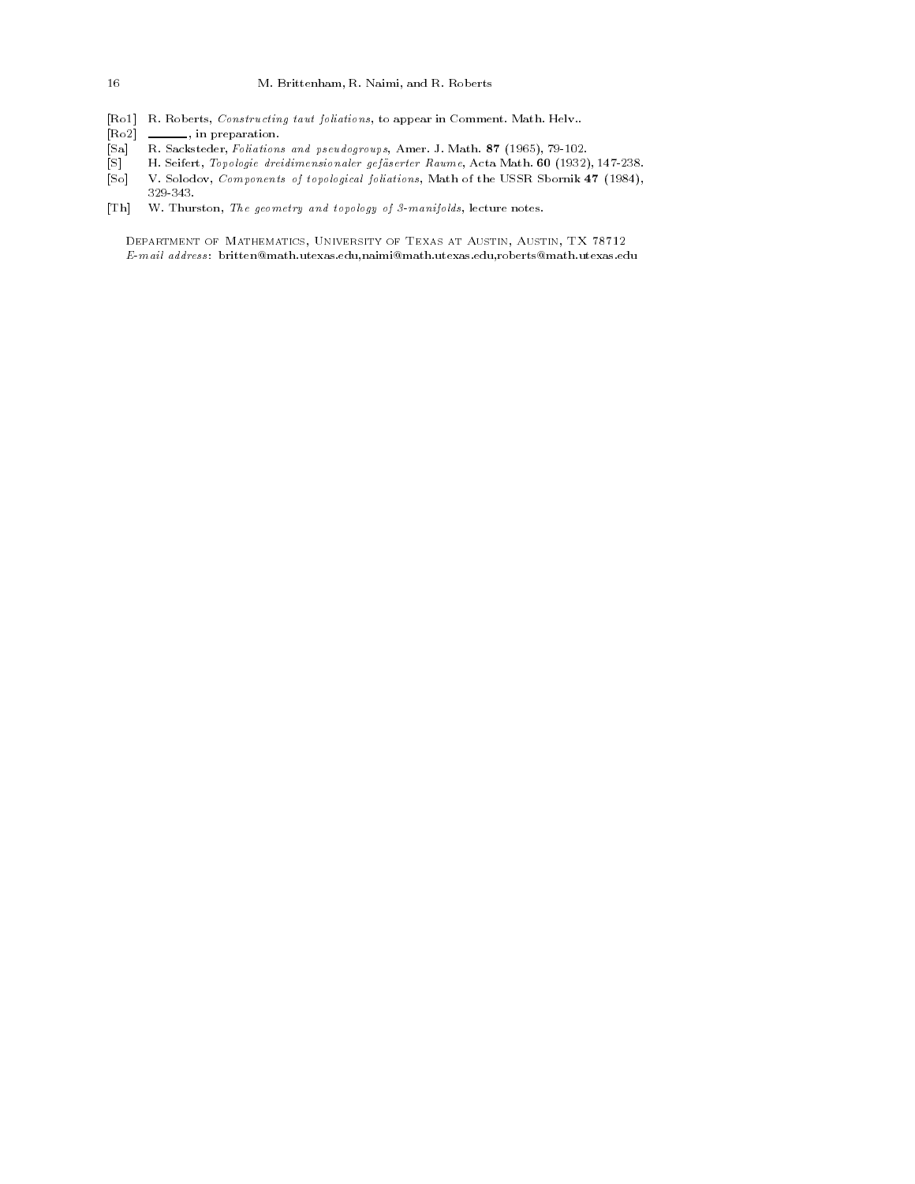[Ro1] R. Roberts, *Constructing taut foliations*, to appear in Comment. Math. Helv..

[Ro2] ______, in preparation.

[Sa] R. Sacksteder, *Foliations and pseudogroups*, Amer. J. Math. **87** (1965), 79-102.

[S] H. Seifert, *Topologie dreidimensionaler gefäserter Raume*, Acta Math. **60** (1932), 147-238.

[So] V. Solodov, *Components of topological foliations*, Math of the USSR Sbornik **47** (1984), 329-343.

[Th] W. Thurston, *The geometry and topology of 3-manifolds*, lecture notes.

Department of Mathematics, University of Texas at Austin, Austin, TX 78712

*E-mail address*: britten@math.utexas.edu,naimi@math.utexas.edu,roberts@math.utexas.edu